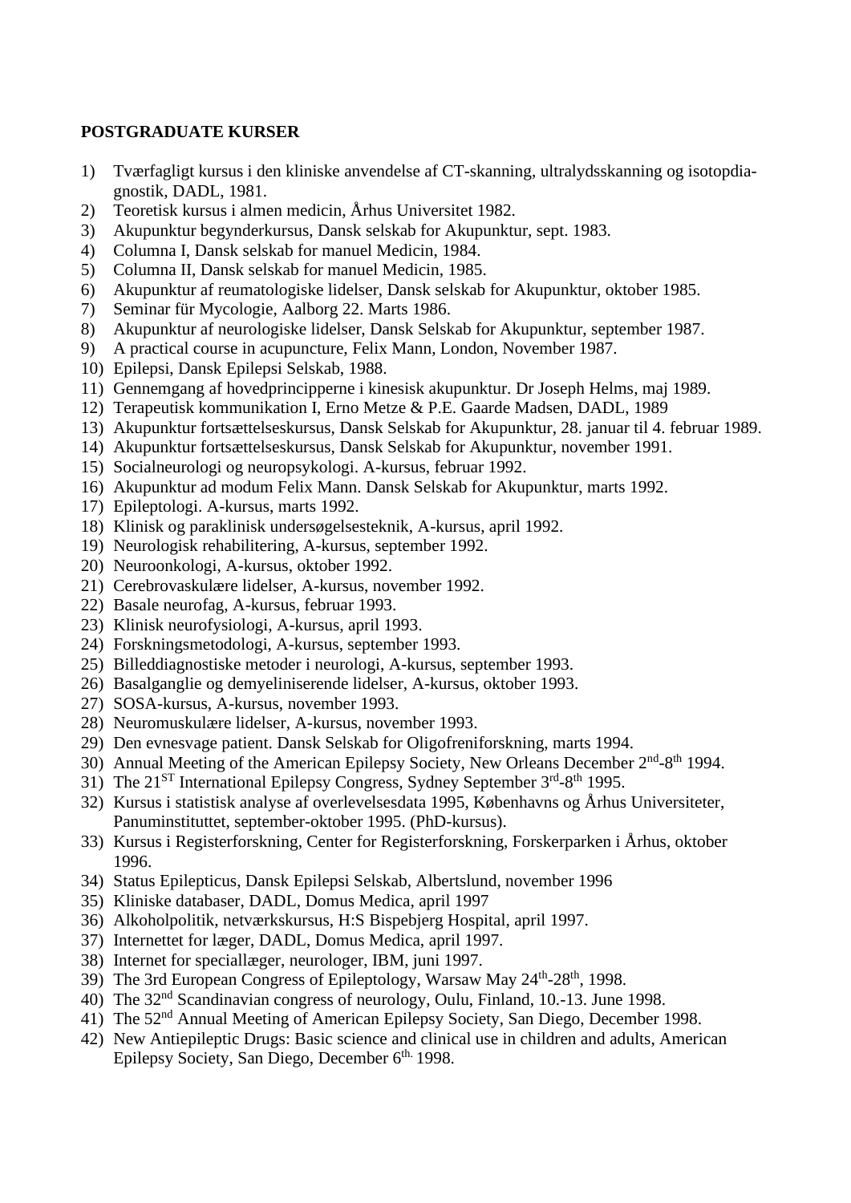**POSTGRADUATE KURSER**

1) Tværfagligt kursus i den kliniske anvendelse af CT-skanning, ultralydsskanning og isotopdiagnostik, DADL, 1981.
2) Teoretisk kursus i almen medicin, Århus Universitet 1982.
3) Akupunktur begynderkursus, Dansk selskab for Akupunktur, sept. 1983.
4) Columna I, Dansk selskab for manuel Medicin, 1984.
5) Columna II, Dansk selskab for manuel Medicin, 1985.
6) Akupunktur af reumatologiske lidelser, Dansk selskab for Akupunktur, oktober 1985.
7) Seminar für Mycologie, Aalborg 22. Marts 1986.
8) Akupunktur af neurologiske lidelser, Dansk Selskab for Akupunktur, september 1987.
9) A practical course in acupuncture, Felix Mann, London, November 1987.
10) Epilepsi, Dansk Epilepsi Selskab, 1988.
11) Gennemgang af hovedprincipperne i kinesisk akupunktur. Dr Joseph Helms, maj 1989.
12) Terapeutisk kommunikation I, Erno Metze & P.E. Gaarde Madsen, DADL, 1989
13) Akupunktur fortsættelseskursus, Dansk Selskab for Akupunktur, 28. januar til 4. februar 1989.
14) Akupunktur fortsættelseskursus, Dansk Selskab for Akupunktur, november 1991.
15) Socialneurologi og neuropsykologi. A-kursus, februar 1992.
16) Akupunktur ad modum Felix Mann. Dansk Selskab for Akupunktur, marts 1992.
17) Epileptologi. A-kursus, marts 1992.
18) Klinisk og paraklinisk undersøgelsesteknik, A-kursus, april 1992.
19) Neurologisk rehabilitering, A-kursus, september 1992.
20) Neuroonkologi, A-kursus, oktober 1992.
21) Cerebrovaskulære lidelser, A-kursus, november 1992.
22) Basale neurofag, A-kursus, februar 1993.
23) Klinisk neurofysiologi, A-kursus, april 1993.
24) Forskningsmetodologi, A-kursus, september 1993.
25) Billeddiagnostiske metoder i neurologi, A-kursus, september 1993.
26) Basalganglie og demyeliniserende lidelser, A-kursus, oktober 1993.
27) SOSA-kursus, A-kursus, november 1993.
28) Neuromuskulære lidelser, A-kursus, november 1993.
29) Den evnesvage patient. Dansk Selskab for Oligofreniforskning, marts 1994.
30) Annual Meeting of the American Epilepsy Society, New Orleans December 2nd-8th 1994.
31) The 21ST International Epilepsy Congress, Sydney September 3rd-8th 1995.
32) Kursus i statistisk analyse af overlevelsesdata 1995, Københavns og Århus Universiteter, Panuminstituttet, september-oktober 1995. (PhD-kursus).
33) Kursus i Registerforskning, Center for Registerforskning, Forskerparken i Århus, oktober 1996.
34) Status Epilepticus, Dansk Epilepsi Selskab, Albertslund, november 1996
35) Kliniske databaser, DADL, Domus Medica, april 1997
36) Alkoholpolitik, netværkskursus, H:S Bispebjerg Hospital, april 1997.
37) Internettet for læger, DADL, Domus Medica, april 1997.
38) Internet for speciallæger, neurologer, IBM, juni 1997.
39) The 3rd European Congress of Epileptology, Warsaw May 24th-28th, 1998.
40) The 32nd Scandinavian congress of neurology, Oulu, Finland, 10.-13. June 1998.
41) The 52nd Annual Meeting of American Epilepsy Society, San Diego, December 1998.
42) New Antiepileptic Drugs: Basic science and clinical use in children and adults, American Epilepsy Society, San Diego, December 6th. 1998.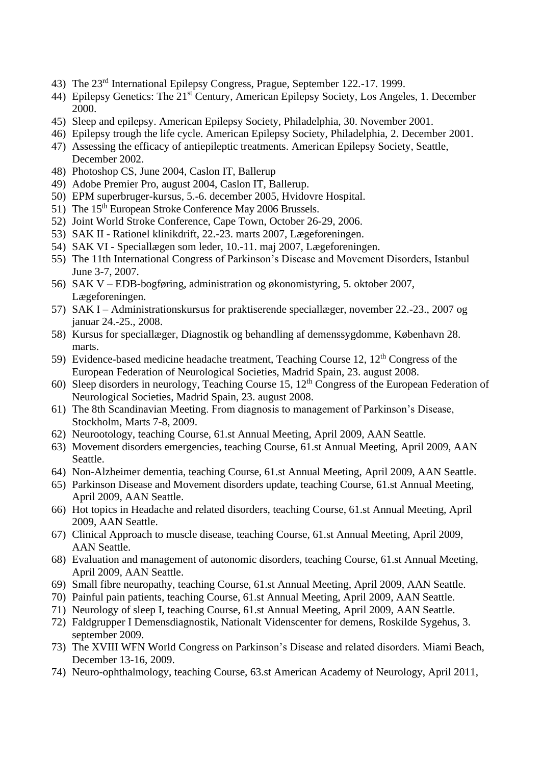43) The 23rd International Epilepsy Congress, Prague, September 122.-17. 1999.
44) Epilepsy Genetics: The 21st Century, American Epilepsy Society, Los Angeles, 1. December 2000.
45) Sleep and epilepsy. American Epilepsy Society, Philadelphia, 30. November 2001.
46) Epilepsy trough the life cycle. American Epilepsy Society, Philadelphia, 2. December 2001.
47) Assessing the efficacy of antiepileptic treatments. American Epilepsy Society, Seattle, December 2002.
48) Photoshop CS, June 2004, Caslon IT, Ballerup
49) Adobe Premier Pro, august 2004, Caslon IT, Ballerup.
50) EPM superbruger-kursus, 5.-6. december 2005, Hvidovre Hospital.
51) The 15th European Stroke Conference May 2006 Brussels.
52) Joint World Stroke Conference, Cape Town, October 26-29, 2006.
53) SAK II - Rationel klinikdrift, 22.-23. marts 2007, Lægeforeningen.
54) SAK VI - Speciallægen som leder, 10.-11. maj 2007, Lægeforeningen.
55) The 11th International Congress of Parkinson's Disease and Movement Disorders, Istanbul June 3-7, 2007.
56) SAK V – EDB-bogføring, administration og økonomistyring, 5. oktober 2007, Lægeforeningen.
57) SAK I – Administrationskursus for praktiserende speciallæger, november 22.-23., 2007 og januar 24.-25., 2008.
58) Kursus for speciallæger, Diagnostik og behandling af demenssygdomme, København 28. marts.
59) Evidence-based medicine headache treatment, Teaching Course 12, 12th Congress of the European Federation of Neurological Societies, Madrid Spain, 23. august 2008.
60) Sleep disorders in neurology, Teaching Course 15, 12th Congress of the European Federation of Neurological Societies, Madrid Spain, 23. august 2008.
61) The 8th Scandinavian Meeting. From diagnosis to management of Parkinson's Disease, Stockholm, Marts 7-8, 2009.
62) Neurootology, teaching Course, 61.st Annual Meeting, April 2009, AAN Seattle.
63) Movement disorders emergencies, teaching Course, 61.st Annual Meeting, April 2009, AAN Seattle.
64) Non-Alzheimer dementia, teaching Course, 61.st Annual Meeting, April 2009, AAN Seattle.
65) Parkinson Disease and Movement disorders update, teaching Course, 61.st Annual Meeting, April 2009, AAN Seattle.
66) Hot topics in Headache and related disorders, teaching Course, 61.st Annual Meeting, April 2009, AAN Seattle.
67) Clinical Approach to muscle disease, teaching Course, 61.st Annual Meeting, April 2009, AAN Seattle.
68) Evaluation and management of autonomic disorders, teaching Course, 61.st Annual Meeting, April 2009, AAN Seattle.
69) Small fibre neuropathy, teaching Course, 61.st Annual Meeting, April 2009, AAN Seattle.
70) Painful pain patients, teaching Course, 61.st Annual Meeting, April 2009, AAN Seattle.
71) Neurology of sleep I, teaching Course, 61.st Annual Meeting, April 2009, AAN Seattle.
72) Faldgrupper I Demensdiagnostik, Nationalt Videnscenter for demens, Roskilde Sygehus, 3. september 2009.
73) The XVIII WFN World Congress on Parkinson's Disease and related disorders. Miami Beach, December 13-16, 2009.
74) Neuro-ophthalmology, teaching Course, 63.st American Academy of Neurology, April 2011,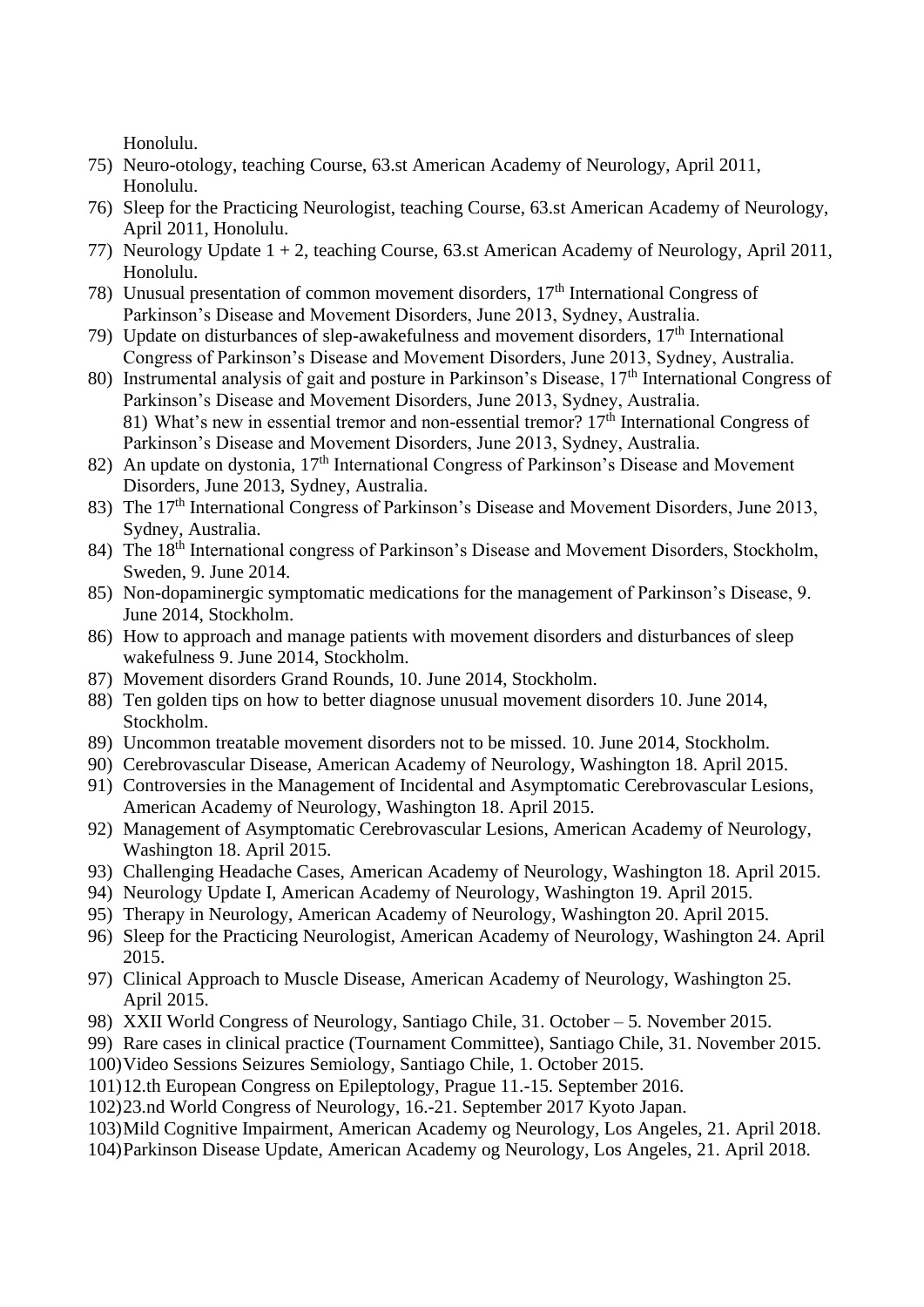Honolulu.

75) Neuro-otology, teaching Course, 63.st American Academy of Neurology, April 2011, Honolulu.
76) Sleep for the Practicing Neurologist, teaching Course, 63.st American Academy of Neurology, April 2011, Honolulu.
77) Neurology Update 1 + 2, teaching Course, 63.st American Academy of Neurology, April 2011, Honolulu.
78) Unusual presentation of common movement disorders, 17th International Congress of Parkinson's Disease and Movement Disorders, June 2013, Sydney, Australia.
79) Update on disturbances of slep-awakefulness and movement disorders, 17th International Congress of Parkinson's Disease and Movement Disorders, June 2013, Sydney, Australia.
80) Instrumental analysis of gait and posture in Parkinson's Disease, 17th International Congress of Parkinson's Disease and Movement Disorders, June 2013, Sydney, Australia.
81) What's new in essential tremor and non-essential tremor? 17th International Congress of Parkinson's Disease and Movement Disorders, June 2013, Sydney, Australia.
82) An update on dystonia, 17th International Congress of Parkinson's Disease and Movement Disorders, June 2013, Sydney, Australia.
83) The 17th International Congress of Parkinson's Disease and Movement Disorders, June 2013, Sydney, Australia.
84) The 18th International congress of Parkinson's Disease and Movement Disorders, Stockholm, Sweden, 9. June 2014.
85) Non-dopaminergic symptomatic medications for the management of Parkinson's Disease, 9. June 2014, Stockholm.
86) How to approach and manage patients with movement disorders and disturbances of sleep wakefulness 9. June 2014, Stockholm.
87) Movement disorders Grand Rounds, 10. June 2014, Stockholm.
88) Ten golden tips on how to better diagnose unusual movement disorders 10. June 2014, Stockholm.
89) Uncommon treatable movement disorders not to be missed. 10. June 2014, Stockholm.
90) Cerebrovascular Disease, American Academy of Neurology, Washington 18. April 2015.
91) Controversies in the Management of Incidental and Asymptomatic Cerebrovascular Lesions, American Academy of Neurology, Washington 18. April 2015.
92) Management of Asymptomatic Cerebrovascular Lesions, American Academy of Neurology, Washington 18. April 2015.
93) Challenging Headache Cases, American Academy of Neurology, Washington 18. April 2015.
94) Neurology Update I, American Academy of Neurology, Washington 19. April 2015.
95) Therapy in Neurology, American Academy of Neurology, Washington 20. April 2015.
96) Sleep for the Practicing Neurologist, American Academy of Neurology, Washington 24. April 2015.
97) Clinical Approach to Muscle Disease, American Academy of Neurology, Washington 25. April 2015.
98) XXII World Congress of Neurology, Santiago Chile, 31. October – 5. November 2015.
99) Rare cases in clinical practice (Tournament Committee), Santiago Chile, 31. November 2015.
100) Video Sessions Seizures Semiology, Santiago Chile, 1. October 2015.
101) 12.th European Congress on Epileptology, Prague 11.-15. September 2016.
102) 23.nd World Congress of Neurology, 16.-21. September 2017 Kyoto Japan.
103) Mild Cognitive Impairment, American Academy og Neurology, Los Angeles, 21. April 2018.
104) Parkinson Disease Update, American Academy og Neurology, Los Angeles, 21. April 2018.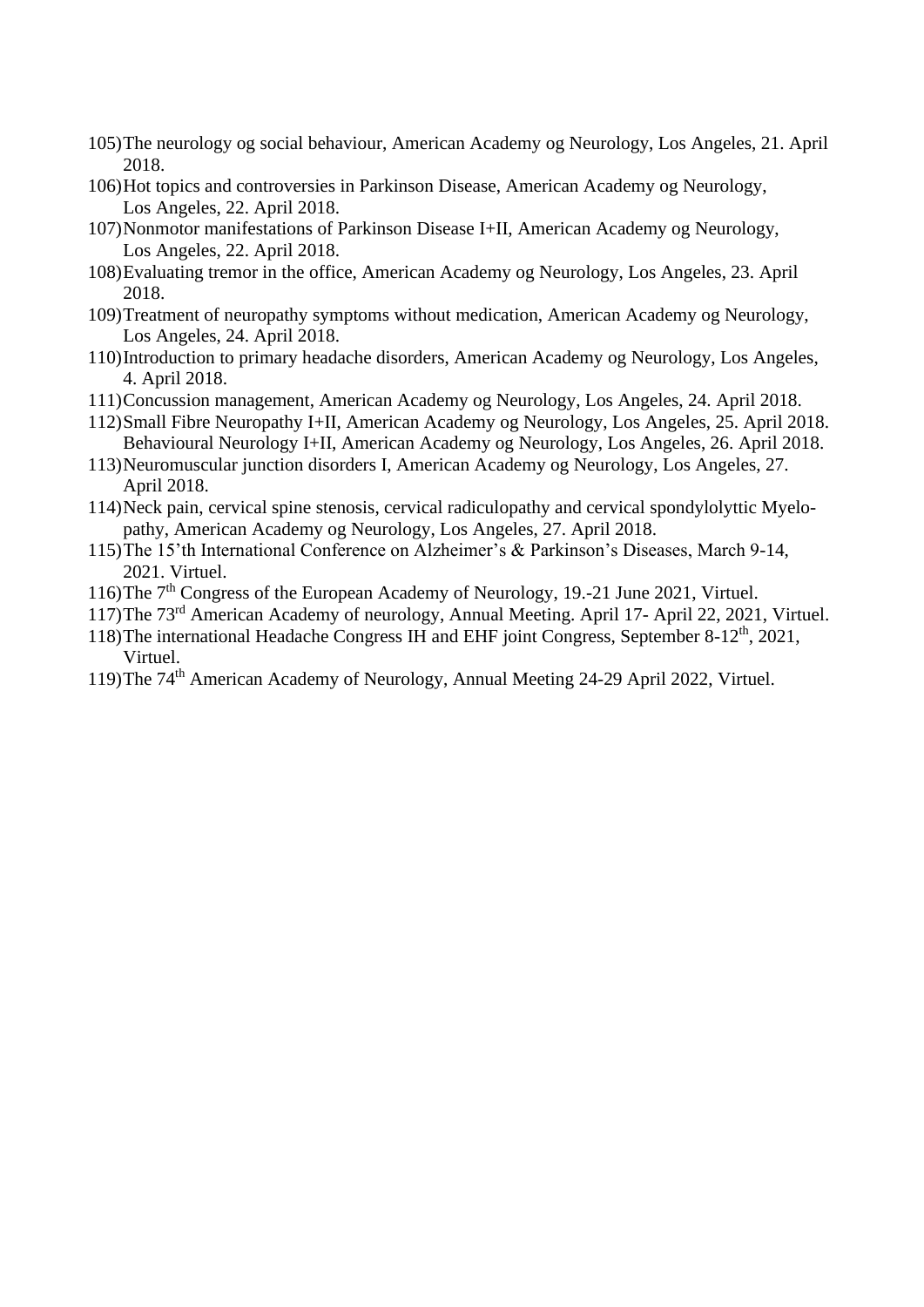105) The neurology og social behaviour, American Academy og Neurology, Los Angeles, 21. April 2018.
106) Hot topics and controversies in Parkinson Disease, American Academy og Neurology, Los Angeles, 22. April 2018.
107) Nonmotor manifestations of Parkinson Disease I+II, American Academy og Neurology, Los Angeles, 22. April 2018.
108) Evaluating tremor in the office, American Academy og Neurology, Los Angeles, 23. April 2018.
109) Treatment of neuropathy symptoms without medication, American Academy og Neurology, Los Angeles, 24. April 2018.
110) Introduction to primary headache disorders, American Academy og Neurology, Los Angeles, 4. April 2018.
111) Concussion management, American Academy og Neurology, Los Angeles, 24. April 2018.
112) Small Fibre Neuropathy I+II, American Academy og Neurology, Los Angeles, 25. April 2018. Behavioural Neurology I+II, American Academy og Neurology, Los Angeles, 26. April 2018.
113) Neuromuscular junction disorders I, American Academy og Neurology, Los Angeles, 27. April 2018.
114) Neck pain, cervical spine stenosis, cervical radiculopathy and cervical spondylolyttic Myelo-pathy, American Academy og Neurology, Los Angeles, 27. April 2018.
115) The 15'th International Conference on Alzheimer's & Parkinson's Diseases, March 9-14, 2021. Virtuel.
116) The 7th Congress of the European Academy of Neurology, 19.-21 June 2021, Virtuel.
117) The 73rd American Academy of neurology, Annual Meeting. April 17- April 22, 2021, Virtuel.
118) The international Headache Congress IH and EHF joint Congress, September 8-12th, 2021, Virtuel.
119) The 74th American Academy of Neurology, Annual Meeting 24-29 April 2022, Virtuel.